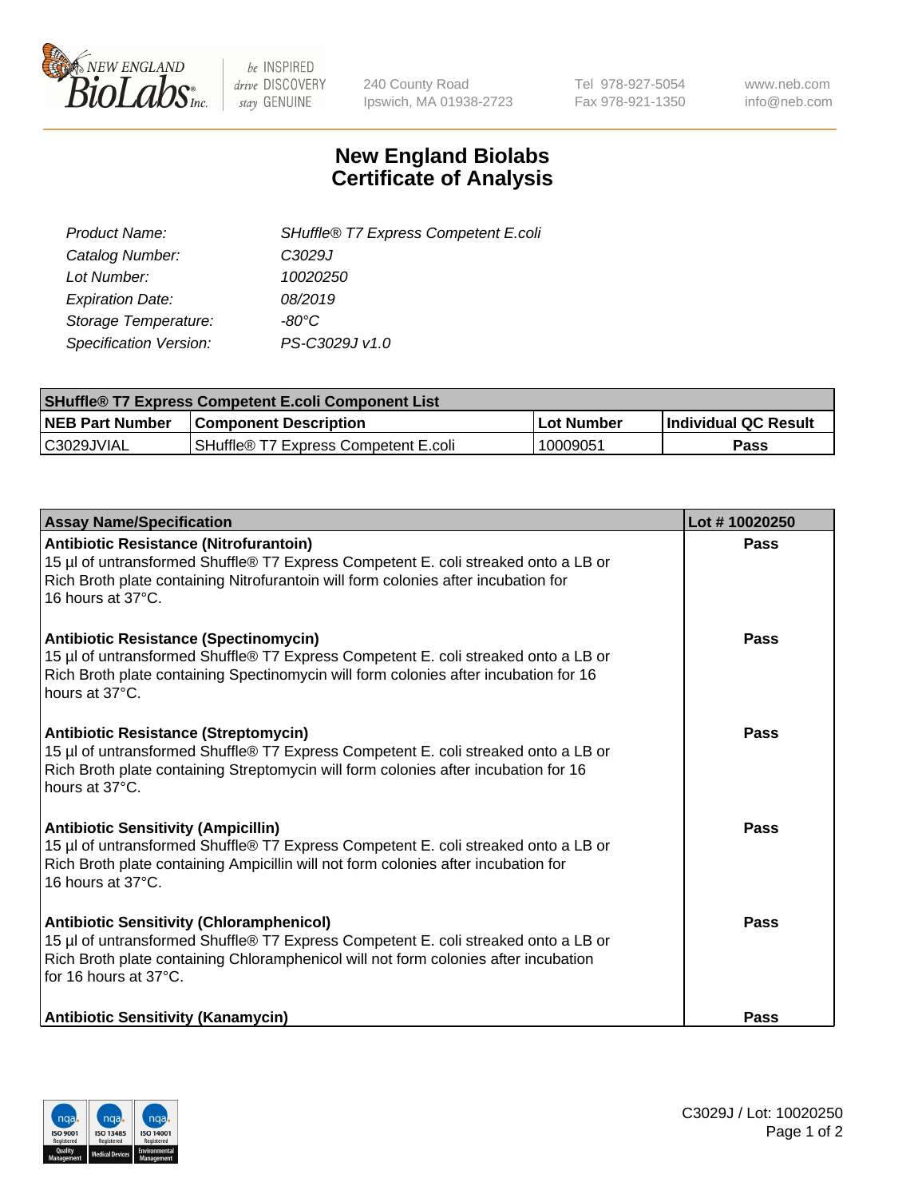240 County Road
Ipswich, MA 01938-2723

Tel 978-927-5054
Fax 978-921-1350

www.neb.com
info@neb.com

# New England Biolabs
# Certificate of Analysis

| | |
|---|---|
| *Product Name:* | *SHuffle® T7 Express Competent E.coli* |
| *Catalog Number:* | *C3029J* |
| *Lot Number:* | *10020250* |
| *Expiration Date:* | *08/2019* |
| *Storage Temperature:* | *-80°C* |
| *Specification Version:* | *PS-C3029J v1.0* |

| SHuffle® T7 Express Competent E.coli Component List | | | |
|---|---|---|---|
| **NEB Part Number** | **Component Description** | **Lot Number** | **Individual QC Result** |
| C3029JVIAL | SHuffle® T7 Express Competent E.coli | 10009051 | **Pass** |

| Assay Name/Specification | Lot # 10020250 |
|---|---|
| **Antibiotic Resistance (Nitrofurantoin)**<br>15 µl of untransformed Shuffle® T7 Express Competent E. coli streaked onto a LB or Rich Broth plate containing Nitrofurantoin will form colonies after incubation for 16 hours at 37°C. | **Pass** |
| **Antibiotic Resistance (Spectinomycin)**<br>15 µl of untransformed Shuffle® T7 Express Competent E. coli streaked onto a LB or Rich Broth plate containing Spectinomycin will form colonies after incubation for 16 hours at 37°C. | **Pass** |
| **Antibiotic Resistance (Streptomycin)**<br>15 µl of untransformed Shuffle® T7 Express Competent E. coli streaked onto a LB or Rich Broth plate containing Streptomycin will form colonies after incubation for 16 hours at 37°C. | **Pass** |
| **Antibiotic Sensitivity (Ampicillin)**<br>15 µl of untransformed Shuffle® T7 Express Competent E. coli streaked onto a LB or Rich Broth plate containing Ampicillin will not form colonies after incubation for 16 hours at 37°C. | **Pass** |
| **Antibiotic Sensitivity (Chloramphenicol)**<br>15 µl of untransformed Shuffle® T7 Express Competent E. coli streaked onto a LB or Rich Broth plate containing Chloramphenicol will not form colonies after incubation for 16 hours at 37°C. | **Pass** |
| **Antibiotic Sensitivity (Kanamycin)** | **Pass** |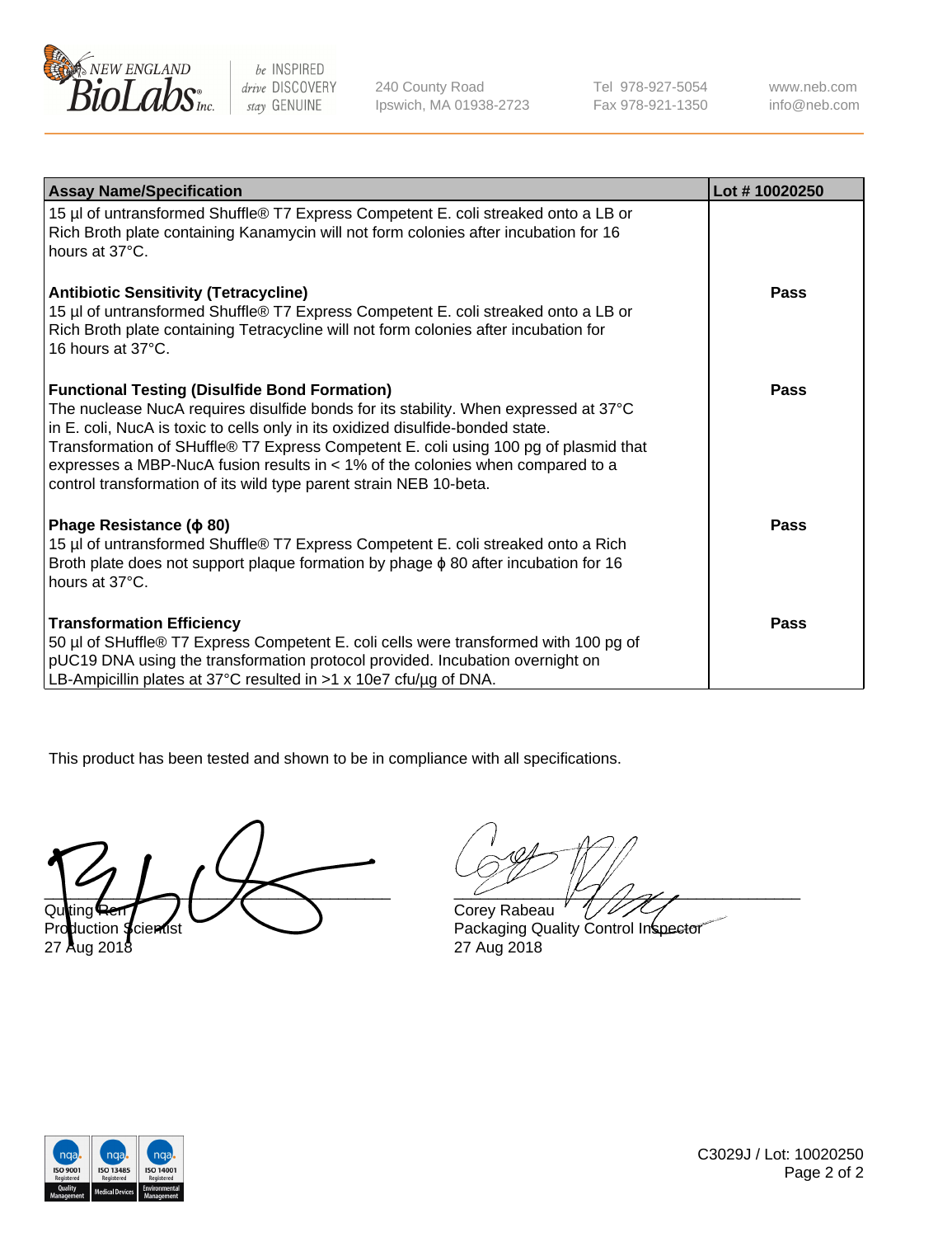| Assay Name/Specification | Lot # 10020250 |
|---|---|
| 15 µl of untransformed Shuffle® T7 Express Competent E. coli streaked onto a LB or Rich Broth plate containing Kanamycin will not form colonies after incubation for 16 hours at 37°C. | |
| **Antibiotic Sensitivity (Tetracycline)**<br>15 µl of untransformed Shuffle® T7 Express Competent E. coli streaked onto a LB or Rich Broth plate containing Tetracycline will not form colonies after incubation for 16 hours at 37°C. | **Pass** |
| **Functional Testing (Disulfide Bond Formation)**<br>The nuclease NucA requires disulfide bonds for its stability. When expressed at 37°C in E. coli, NucA is toxic to cells only in its oxidized disulfide-bonded state. Transformation of SHuffle® T7 Express Competent E. coli using 100 pg of plasmid that expresses a MBP-NucA fusion results in < 1% of the colonies when compared to a control transformation of its wild type parent strain NEB 10-beta. | **Pass** |
| **Phage Resistance (ϕ 80)**<br>15 µl of untransformed Shuffle® T7 Express Competent E. coli streaked onto a Rich Broth plate does not support plaque formation by phage ϕ 80 after incubation for 16 hours at 37°C. | **Pass** |
| **Transformation Efficiency**<br>50 µl of SHuffle® T7 Express Competent E. coli cells were transformed with 100 pg of pUC19 DNA using the transformation protocol provided. Incubation overnight on LB-Ampicillin plates at 37°C resulted in >1 x 10e7 cfu/µg of DNA. | **Pass** |

This product has been tested and shown to be in compliance with all specifications.

Quting Ren
Production Scientist
27 Aug 2018

Corey Rabeau
Packaging Quality Control Inspector
27 Aug 2018

C3029J / Lot: 10020250